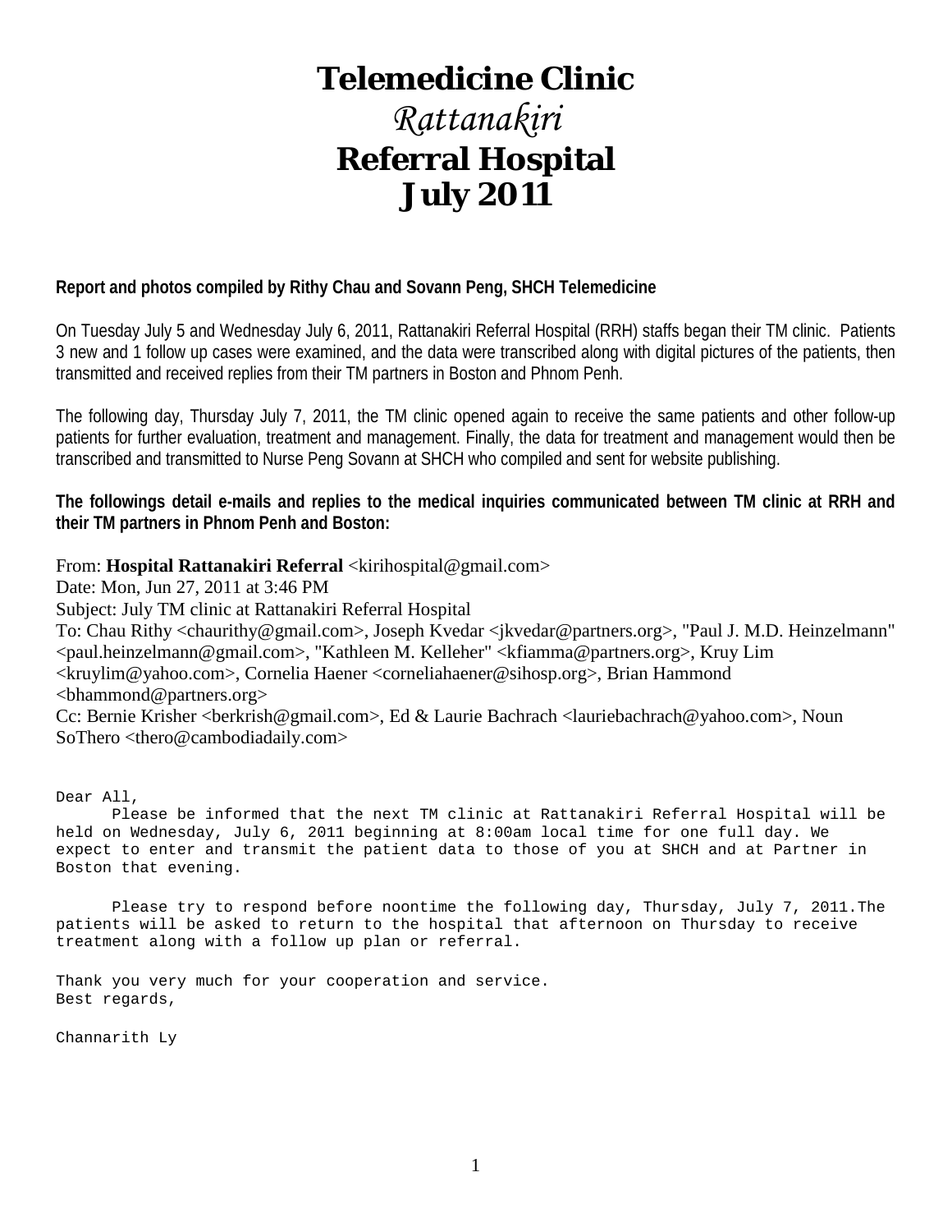# Telemedicine Clinic
# *Rattanakiri*
# Referral Hospital
# July 2011

**Report and photos compiled by Rithy Chau and Sovann Peng, SHCH Telemedicine**

On Tuesday July 5 and Wednesday July 6, 2011, Rattanakiri Referral Hospital (RRH) staffs began their TM clinic. Patients 3 new and 1 follow up cases were examined, and the data were transcribed along with digital pictures of the patients, then transmitted and received replies from their TM partners in Boston and Phnom Penh.

The following day, Thursday July 7, 2011, the TM clinic opened again to receive the same patients and other follow-up patients for further evaluation, treatment and management. Finally, the data for treatment and management would then be transcribed and transmitted to Nurse Peng Sovann at SHCH who compiled and sent for website publishing.

**The followings detail e-mails and replies to the medical inquiries communicated between TM clinic at RRH and their TM partners in Phnom Penh and Boston:**

From: **Hospital Rattanakiri Referral** <kirihospital@gmail.com>
Date: Mon, Jun 27, 2011 at 3:46 PM
Subject: July TM clinic at Rattanakiri Referral Hospital
To: Chau Rithy <chaurithy@gmail.com>, Joseph Kvedar <jkvedar@partners.org>, "Paul J. M.D. Heinzelmann" <paul.heinzelmann@gmail.com>, "Kathleen M. Kelleher" <kfiamma@partners.org>, Kruy Lim <kruylim@yahoo.com>, Cornelia Haener <corneliahaener@sihosp.org>, Brian Hammond <bhammond@partners.org>
Cc: Bernie Krisher <berkrish@gmail.com>, Ed & Laurie Bachrach <lauriebachrach@yahoo.com>, Noun SoThero <thero@cambodiadaily.com>

Dear All,

Please be informed that the next TM clinic at Rattanakiri Referral Hospital will be held on Wednesday, July 6, 2011 beginning at 8:00am local time for one full day. We expect to enter and transmit the patient data to those of you at SHCH and at Partner in Boston that evening.

Please try to respond before noontime the following day, Thursday, July 7, 2011.The patients will be asked to return to the hospital that afternoon on Thursday to receive treatment along with a follow up plan or referral.

Thank you very much for your cooperation and service.
Best regards,

Channarith Ly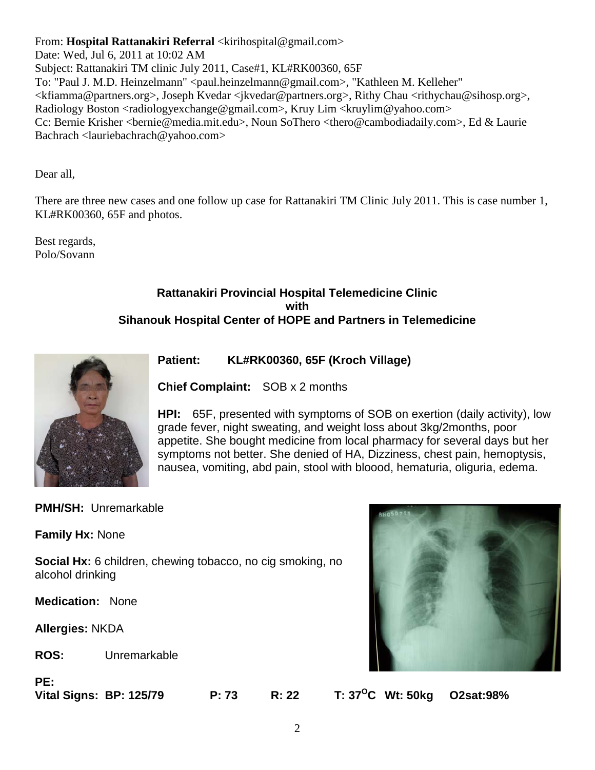From: **Hospital Rattanakiri Referral** <kirihospital@gmail.com>
Date: Wed, Jul 6, 2011 at 10:02 AM
Subject: Rattanakiri TM clinic July 2011, Case#1, KL#RK00360, 65F
To: "Paul J. M.D. Heinzelmann" <paul.heinzelmann@gmail.com>, "Kathleen M. Kelleher" <kfiamma@partners.org>, Joseph Kvedar <jkvedar@partners.org>, Rithy Chau <rithychau@sihosp.org>, Radiology Boston <radiologyexchange@gmail.com>, Kruy Lim <kruylim@yahoo.com>
Cc: Bernie Krisher <bernie@media.mit.edu>, Noun SoThero <thero@cambodiadaily.com>, Ed & Laurie Bachrach <lauriebachrach@yahoo.com>

Dear all,

There are three new cases and one follow up case for Rattanakiri TM Clinic July 2011. This is case number 1, KL#RK00360, 65F and photos.

Best regards,
Polo/Sovann

**Rattanakiri Provincial Hospital Telemedicine Clinic**
**with**
**Sihanouk Hospital Center of HOPE and Partners in Telemedicine**

**Patient:** **KL#RK00360, 65F (Kroch Village)**

**Chief Complaint:** SOB x 2 months

**HPI:** 65F, presented with symptoms of SOB on exertion (daily activity), low grade fever, night sweating, and weight loss about 3kg/2months, poor appetite. She bought medicine from local pharmacy for several days but her symptoms not better. She denied of HA, Dizziness, chest pain, hemoptysis, nausea, vomiting, abd pain, stool with bloood, hematuria, oliguria, edema.

**PMH/SH:** Unremarkable

**Family Hx:** None

**Social Hx:** 6 children, chewing tobacco, no cig smoking, no alcohol drinking

**Medication:** None

**Allergies:** NKDA

**ROS:** Unremarkable

**PE:**
**Vital Signs: BP: 125/79 P: 73 R: 22 T: 37°C Wt: 50kg O2sat:98%**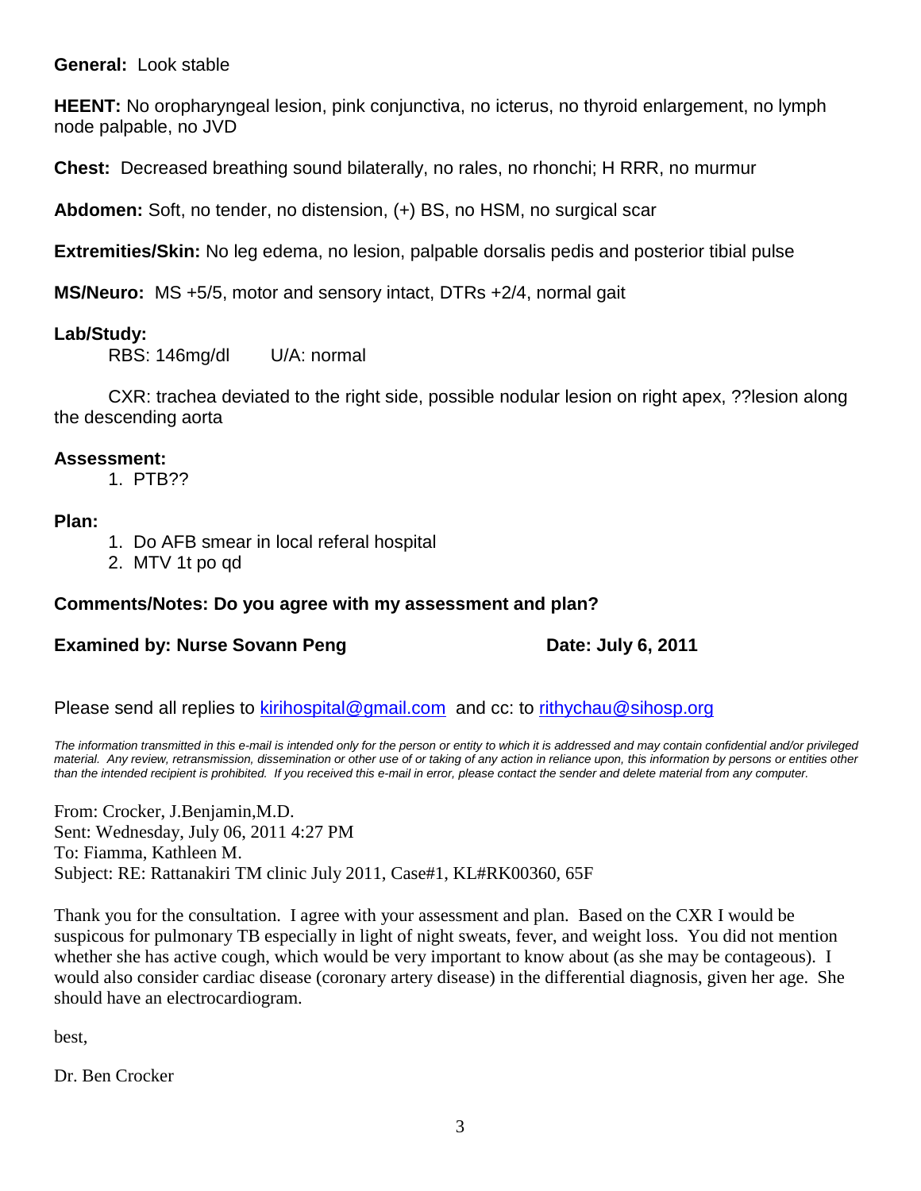**General:** Look stable

**HEENT:** No oropharyngeal lesion, pink conjunctiva, no icterus, no thyroid enlargement, no lymph node palpable, no JVD

**Chest:** Decreased breathing sound bilaterally, no rales, no rhonchi; H RRR, no murmur

**Abdomen:** Soft, no tender, no distension, (+) BS, no HSM, no surgical scar

**Extremities/Skin:** No leg edema, no lesion, palpable dorsalis pedis and posterior tibial pulse

**MS/Neuro:** MS +5/5, motor and sensory intact, DTRs +2/4, normal gait

**Lab/Study:**

RBS: 146mg/dl U/A: normal

CXR: trachea deviated to the right side, possible nodular lesion on right apex, ??lesion along the descending aorta

**Assessment:**

1. PTB??

**Plan:**

1. Do AFB smear in local referal hospital
2. MTV 1t po qd

**Comments/Notes: Do you agree with my assessment and plan?**

**Examined by: Nurse Sovann Peng** **Date: July 6, 2011**

Please send all replies to kirihospital@gmail.com and cc: to rithychau@sihosp.org

*The information transmitted in this e-mail is intended only for the person or entity to which it is addressed and may contain confidential and/or privileged material. Any review, retransmission, dissemination or other use of or taking of any action in reliance upon, this information by persons or entities other than the intended recipient is prohibited. If you received this e-mail in error, please contact the sender and delete material from any computer.*

From: Crocker, J.Benjamin,M.D.
Sent: Wednesday, July 06, 2011 4:27 PM
To: Fiamma, Kathleen M.
Subject: RE: Rattanakiri TM clinic July 2011, Case#1, KL#RK00360, 65F

Thank you for the consultation. I agree with your assessment and plan. Based on the CXR I would be suspicous for pulmonary TB especially in light of night sweats, fever, and weight loss. You did not mention whether she has active cough, which would be very important to know about (as she may be contageous). I would also consider cardiac disease (coronary artery disease) in the differential diagnosis, given her age. She should have an electrocardiogram.

best,

Dr. Ben Crocker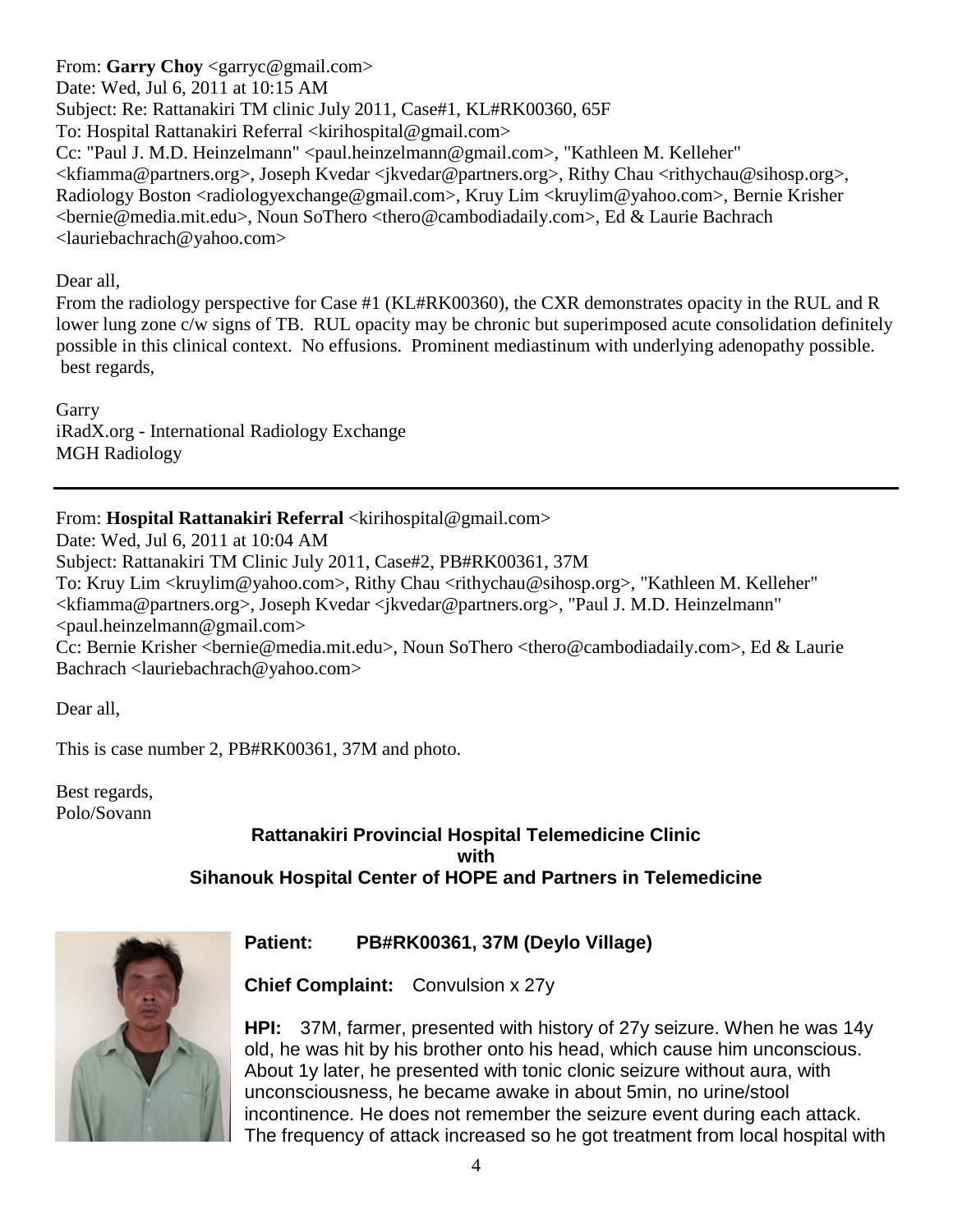From: **Garry Choy** <garryc@gmail.com>
Date: Wed, Jul 6, 2011 at 10:15 AM
Subject: Re: Rattanakiri TM clinic July 2011, Case#1, KL#RK00360, 65F
To: Hospital Rattanakiri Referral <kirihospital@gmail.com>
Cc: "Paul J. M.D. Heinzelmann" <paul.heinzelmann@gmail.com>, "Kathleen M. Kelleher" <kfiamma@partners.org>, Joseph Kvedar <jkvedar@partners.org>, Rithy Chau <rithychau@sihosp.org>, Radiology Boston <radiologyexchange@gmail.com>, Kruy Lim <kruylim@yahoo.com>, Bernie Krisher <bernie@media.mit.edu>, Noun SoThero <thero@cambodiadaily.com>, Ed & Laurie Bachrach <lauriebachrach@yahoo.com>

Dear all,

From the radiology perspective for Case #1 (KL#RK00360), the CXR demonstrates opacity in the RUL and R lower lung zone c/w signs of TB. RUL opacity may be chronic but superimposed acute consolidation definitely possible in this clinical context. No effusions. Prominent mediastinum with underlying adenopathy possible.
best regards,

Garry
iRadX.org - International Radiology Exchange
MGH Radiology

---

From: **Hospital Rattanakiri Referral** <kirihospital@gmail.com>
Date: Wed, Jul 6, 2011 at 10:04 AM
Subject: Rattanakiri TM Clinic July 2011, Case#2, PB#RK00361, 37M
To: Kruy Lim <kruylim@yahoo.com>, Rithy Chau <rithychau@sihosp.org>, "Kathleen M. Kelleher" <kfiamma@partners.org>, Joseph Kvedar <jkvedar@partners.org>, "Paul J. M.D. Heinzelmann" <paul.heinzelmann@gmail.com>
Cc: Bernie Krisher <bernie@media.mit.edu>, Noun SoThero <thero@cambodiadaily.com>, Ed & Laurie Bachrach <lauriebachrach@yahoo.com>

Dear all,

This is case number 2, PB#RK00361, 37M and photo.

Best regards,
Polo/Sovann

**Rattanakiri Provincial Hospital Telemedicine Clinic**
**with**
**Sihanouk Hospital Center of HOPE and Partners in Telemedicine**

**Patient:** **PB#RK00361, 37M (Deylo Village)**

**Chief Complaint:** Convulsion x 27y

**HPI:** 37M, farmer, presented with history of 27y seizure. When he was 14y old, he was hit by his brother onto his head, which cause him unconscious. About 1y later, he presented with tonic clonic seizure without aura, with unconsciousness, he became awake in about 5min, no urine/stool incontinence. He does not remember the seizure event during each attack. The frequency of attack increased so he got treatment from local hospital with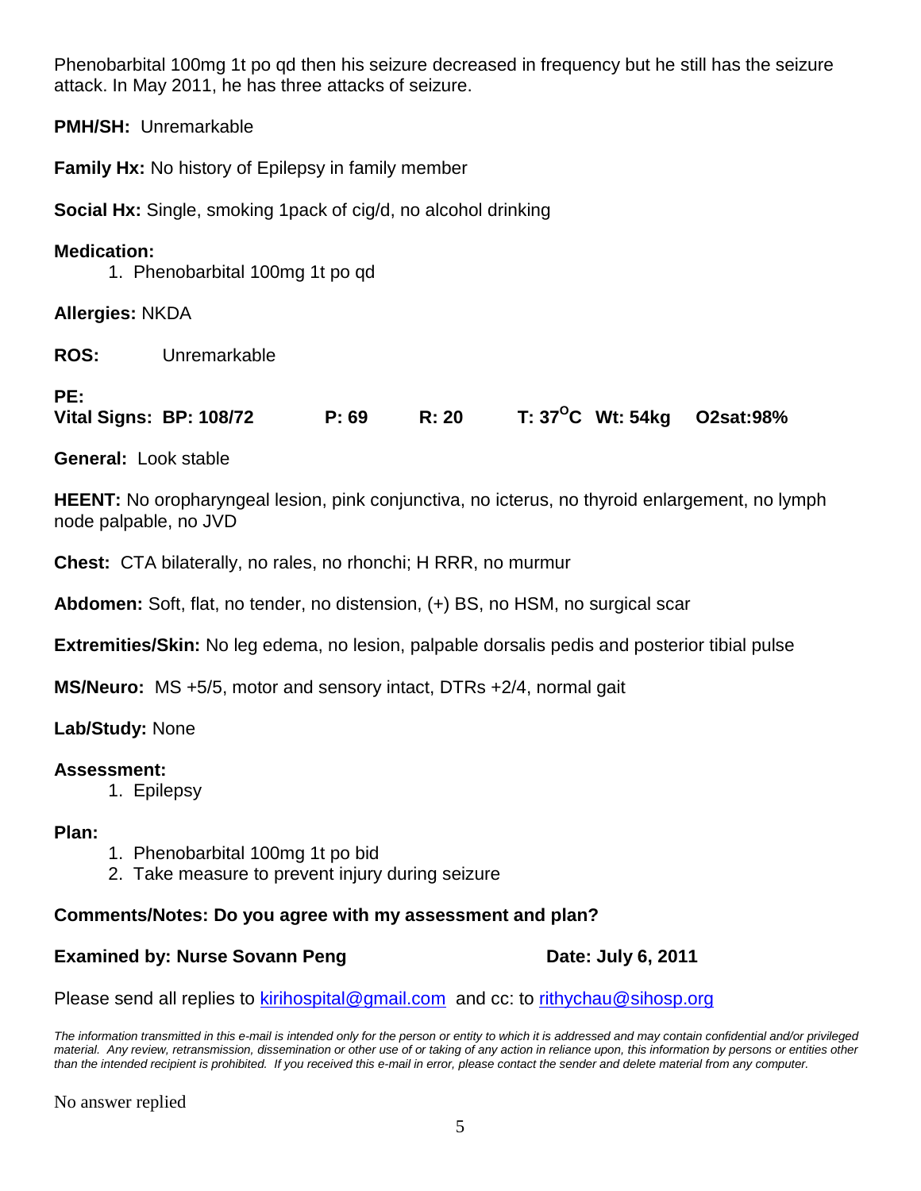Phenobarbital 100mg 1t po qd then his seizure decreased in frequency but he still has the seizure attack. In May 2011, he has three attacks of seizure.

**PMH/SH:** Unremarkable

**Family Hx:** No history of Epilepsy in family member

**Social Hx:** Single, smoking 1pack of cig/d, no alcohol drinking

**Medication:**

1. Phenobarbital 100mg 1t po qd

**Allergies:** NKDA

**ROS:** Unremarkable

**PE:**

**Vital Signs: BP: 108/72 P: 69 R: 20 T: 37$^{O}$C Wt: 54kg O2sat:98%**

**General:** Look stable

**HEENT:** No oropharyngeal lesion, pink conjunctiva, no icterus, no thyroid enlargement, no lymph node palpable, no JVD

**Chest:** CTA bilaterally, no rales, no rhonchi; H RRR, no murmur

**Abdomen:** Soft, flat, no tender, no distension, (+) BS, no HSM, no surgical scar

**Extremities/Skin:** No leg edema, no lesion, palpable dorsalis pedis and posterior tibial pulse

**MS/Neuro:** MS +5/5, motor and sensory intact, DTRs +2/4, normal gait

**Lab/Study:** None

**Assessment:**

1. Epilepsy

**Plan:**

1. Phenobarbital 100mg 1t po bid
2. Take measure to prevent injury during seizure

**Comments/Notes: Do you agree with my assessment and plan?**

**Examined by: Nurse Sovann Peng Date: July 6, 2011**

Please send all replies to kirihospital@gmail.com and cc: to rithychau@sihosp.org

*The information transmitted in this e-mail is intended only for the person or entity to which it is addressed and may contain confidential and/or privileged material. Any review, retransmission, dissemination or other use of or taking of any action in reliance upon, this information by persons or entities other than the intended recipient is prohibited. If you received this e-mail in error, please contact the sender and delete material from any computer.*

No answer replied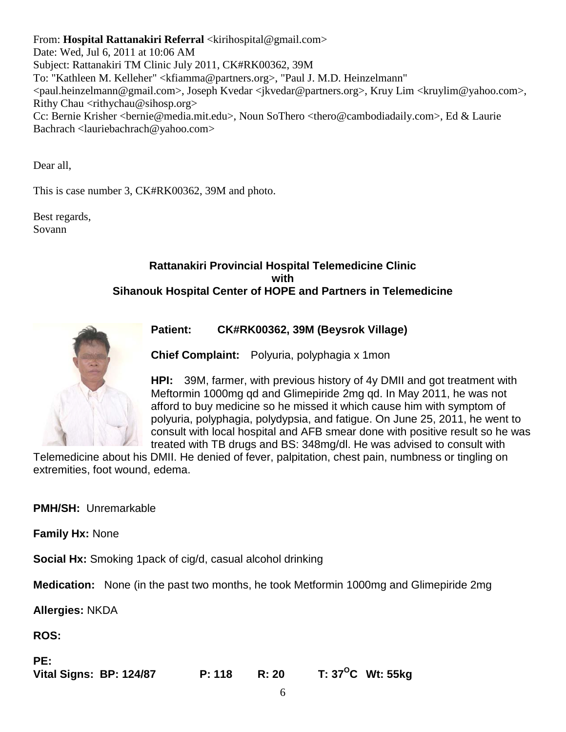From: **Hospital Rattanakiri Referral** <kirihospital@gmail.com>
Date: Wed, Jul 6, 2011 at 10:06 AM
Subject: Rattanakiri TM Clinic July 2011, CK#RK00362, 39M
To: "Kathleen M. Kelleher" <kfiamma@partners.org>, "Paul J. M.D. Heinzelmann" <paul.heinzelmann@gmail.com>, Joseph Kvedar <jkvedar@partners.org>, Kruy Lim <kruylim@yahoo.com>, Rithy Chau <rithychau@sihosp.org>
Cc: Bernie Krisher <bernie@media.mit.edu>, Noun SoThero <thero@cambodiadaily.com>, Ed & Laurie Bachrach <lauriebachrach@yahoo.com>

Dear all,

This is case number 3, CK#RK00362, 39M and photo.

Best regards,
Sovann

**Rattanakiri Provincial Hospital Telemedicine Clinic
with
Sihanouk Hospital Center of HOPE and Partners in Telemedicine**

**Patient:** **CK#RK00362, 39M (Beysrok Village)**

**Chief Complaint:** Polyuria, polyphagia x 1mon

**HPI:** 39M, farmer, with previous history of 4y DMII and got treatment with Meftormin 1000mg qd and Glimepiride 2mg qd. In May 2011, he was not afford to buy medicine so he missed it which cause him with symptom of polyuria, polyphagia, polydypsia, and fatigue. On June 25, 2011, he went to consult with local hospital and AFB smear done with positive result so he was treated with TB drugs and BS: 348mg/dl. He was advised to consult with Telemedicine about his DMII. He denied of fever, palpitation, chest pain, numbness or tingling on extremities, foot wound, edema.

**PMH/SH:** Unremarkable

**Family Hx:** None

**Social Hx:** Smoking 1pack of cig/d, casual alcohol drinking

**Medication:** None (in the past two months, he took Metformin 1000mg and Glimepiride 2mg

**Allergies:** NKDA

**ROS:**

**PE:**
**Vital Signs: BP: 124/87 P: 118 R: 20 T: 37°C Wt: 55kg**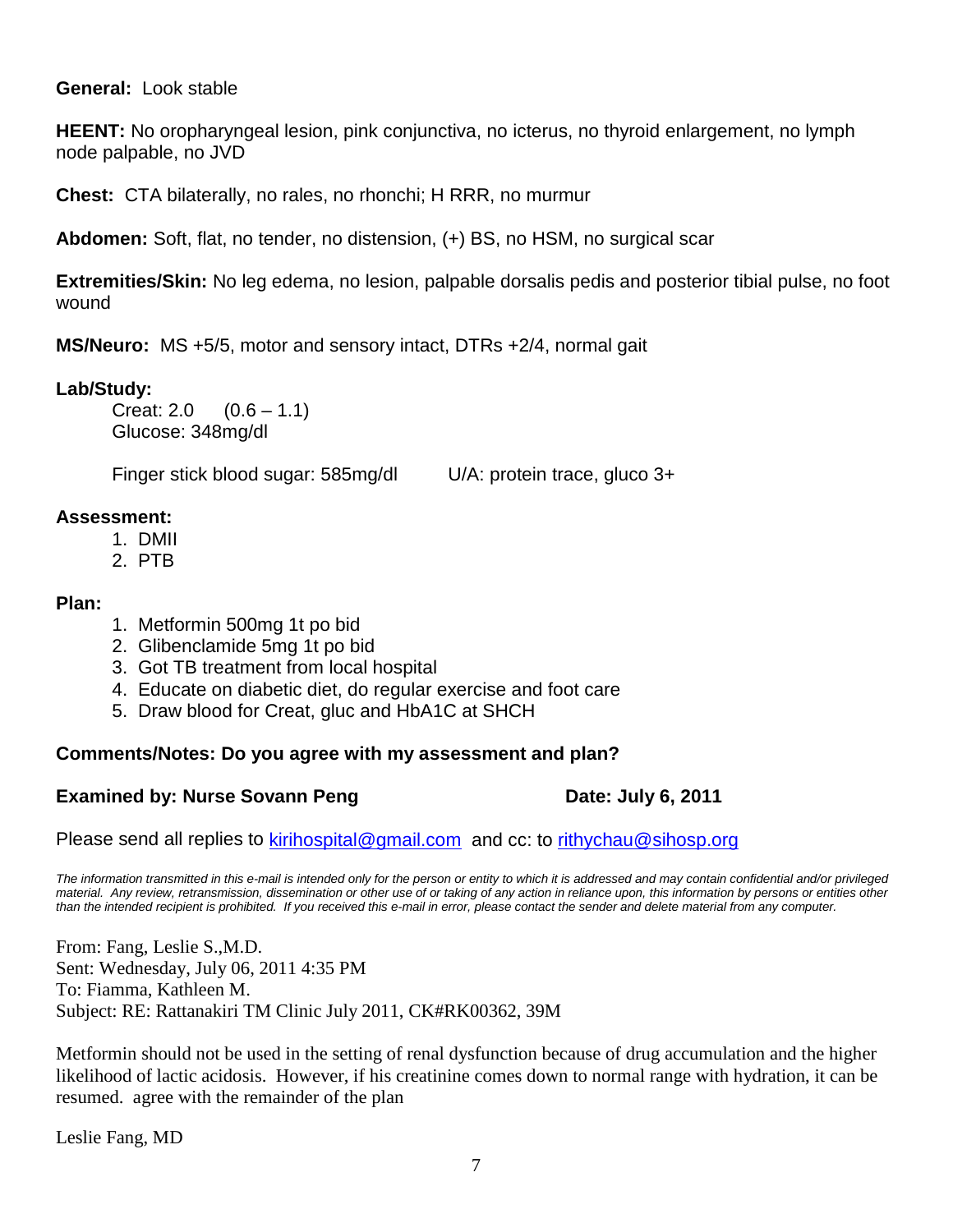**General:** Look stable

**HEENT:** No oropharyngeal lesion, pink conjunctiva, no icterus, no thyroid enlargement, no lymph node palpable, no JVD

**Chest:** CTA bilaterally, no rales, no rhonchi; H RRR, no murmur

**Abdomen:** Soft, flat, no tender, no distension, (+) BS, no HSM, no surgical scar

**Extremities/Skin:** No leg edema, no lesion, palpable dorsalis pedis and posterior tibial pulse, no foot wound

**MS/Neuro:** MS +5/5, motor and sensory intact, DTRs +2/4, normal gait

**Lab/Study:**

Creat: 2.0 (0.6 – 1.1)
Glucose: 348mg/dl

Finger stick blood sugar: 585mg/dl U/A: protein trace, gluco 3+

**Assessment:**

1. DMII
2. PTB

**Plan:**

1. Metformin 500mg 1t po bid
2. Glibenclamide 5mg 1t po bid
3. Got TB treatment from local hospital
4. Educate on diabetic diet, do regular exercise and foot care
5. Draw blood for Creat, gluc and HbA1C at SHCH

**Comments/Notes: Do you agree with my assessment and plan?**

**Examined by: Nurse Sovann Peng** **Date: July 6, 2011**

Please send all replies to kirihospital@gmail.com and cc: to rithychau@sihosp.org

*The information transmitted in this e-mail is intended only for the person or entity to which it is addressed and may contain confidential and/or privileged material. Any review, retransmission, dissemination or other use of or taking of any action in reliance upon, this information by persons or entities other than the intended recipient is prohibited. If you received this e-mail in error, please contact the sender and delete material from any computer.*

From: Fang, Leslie S.,M.D.
Sent: Wednesday, July 06, 2011 4:35 PM
To: Fiamma, Kathleen M.
Subject: RE: Rattanakiri TM Clinic July 2011, CK#RK00362, 39M

Metformin should not be used in the setting of renal dysfunction because of drug accumulation and the higher likelihood of lactic acidosis. However, if his creatinine comes down to normal range with hydration, it can be resumed. agree with the remainder of the plan

Leslie Fang, MD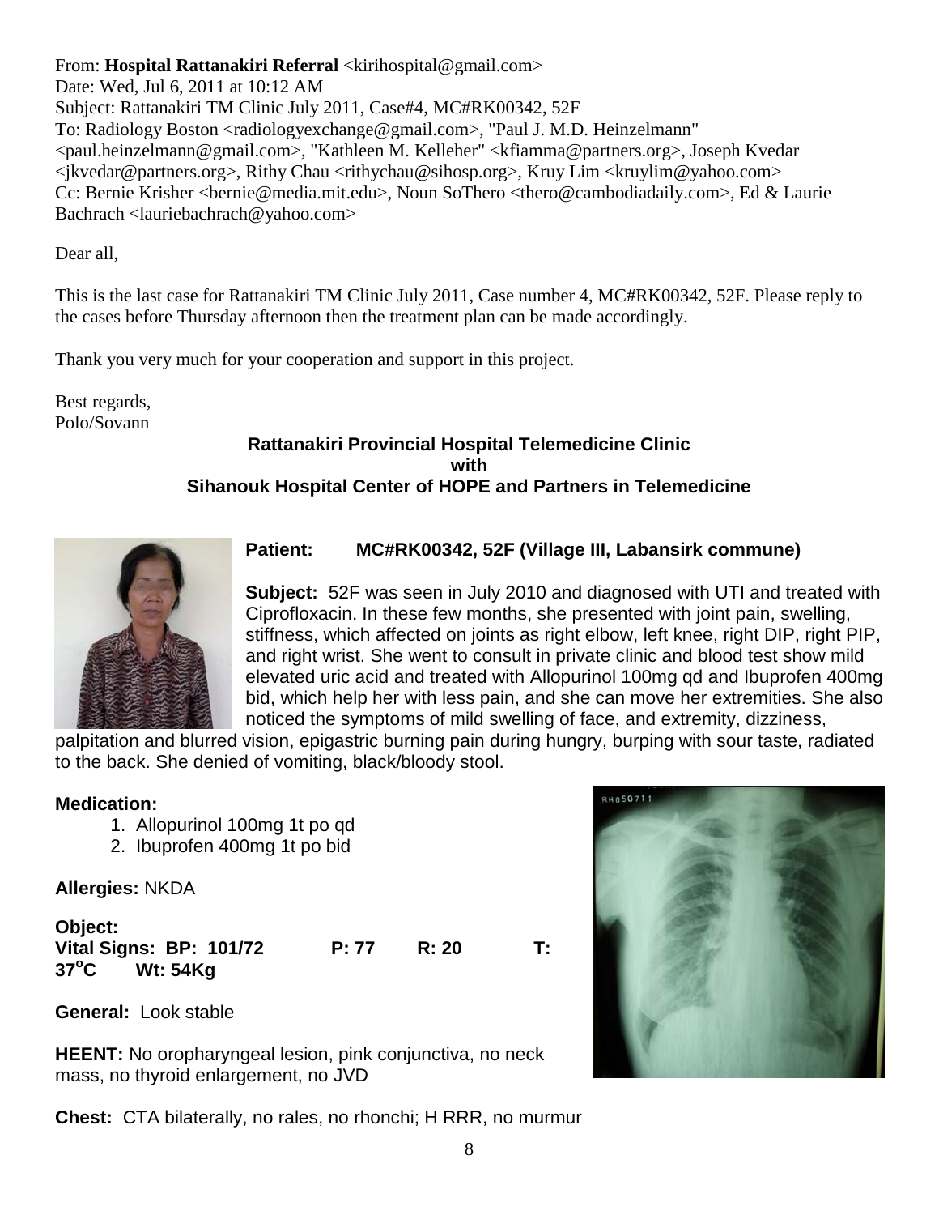From: **Hospital Rattanakiri Referral** <kirihospital@gmail.com>
Date: Wed, Jul 6, 2011 at 10:12 AM
Subject: Rattanakiri TM Clinic July 2011, Case#4, MC#RK00342, 52F
To: Radiology Boston <radiologyexchange@gmail.com>, "Paul J. M.D. Heinzelmann" <paul.heinzelmann@gmail.com>, "Kathleen M. Kelleher" <kfiamma@partners.org>, Joseph Kvedar <jkvedar@partners.org>, Rithy Chau <rithychau@sihosp.org>, Kruy Lim <kruylim@yahoo.com>
Cc: Bernie Krisher <bernie@media.mit.edu>, Noun SoThero <thero@cambodiadaily.com>, Ed & Laurie Bachrach <lauriebachrach@yahoo.com>

Dear all,

This is the last case for Rattanakiri TM Clinic July 2011, Case number 4, MC#RK00342, 52F. Please reply to the cases before Thursday afternoon then the treatment plan can be made accordingly.

Thank you very much for your cooperation and support in this project.

Best regards,
Polo/Sovann

**Rattanakiri Provincial Hospital Telemedicine Clinic**
**with**
**Sihanouk Hospital Center of HOPE and Partners in Telemedicine**

**Patient: MC#RK00342, 52F (Village III, Labansirk commune)**

**Subject:** 52F was seen in July 2010 and diagnosed with UTI and treated with Ciprofloxacin. In these few months, she presented with joint pain, swelling, stiffness, which affected on joints as right elbow, left knee, right DIP, right PIP, and right wrist. She went to consult in private clinic and blood test show mild elevated uric acid and treated with Allopurinol 100mg qd and Ibuprofen 400mg bid, which help her with less pain, and she can move her extremities. She also noticed the symptoms of mild swelling of face, and extremity, dizziness, palpitation and blurred vision, epigastric burning pain during hungry, burping with sour taste, radiated to the back. She denied of vomiting, black/bloody stool.

**Medication:**

1. Allopurinol 100mg 1t po qd
2. Ibuprofen 400mg 1t po bid

**Allergies:** NKDA

**Object:**
**Vital Signs: BP: 101/72 P: 77 R: 20 T: 37°C Wt: 54Kg**

**General:** Look stable

**HEENT:** No oropharyngeal lesion, pink conjunctiva, no neck mass, no thyroid enlargement, no JVD

**Chest:** CTA bilaterally, no rales, no rhonchi; H RRR, no murmur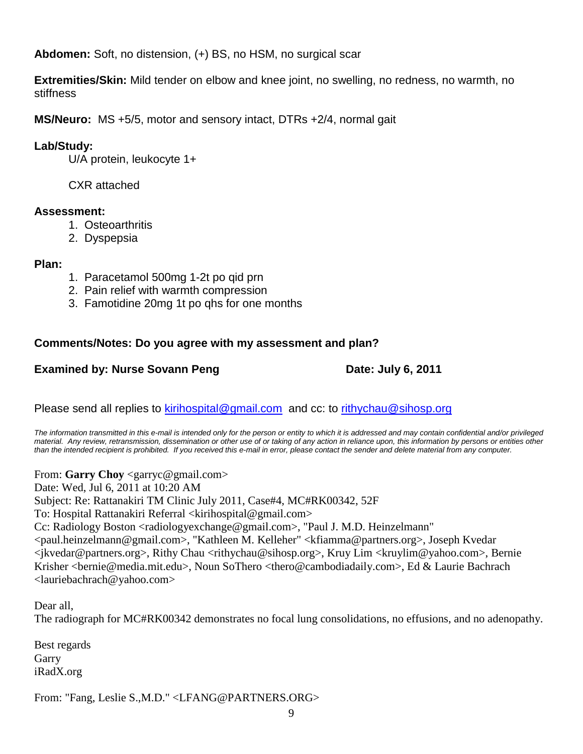**Abdomen:** Soft, no distension, (+) BS, no HSM, no surgical scar

**Extremities/Skin:** Mild tender on elbow and knee joint, no swelling, no redness, no warmth, no stiffness

**MS/Neuro:** MS +5/5, motor and sensory intact, DTRs +2/4, normal gait

**Lab/Study:**

U/A protein, leukocyte 1+

CXR attached

**Assessment:**

1. Osteoarthritis
2. Dyspepsia

**Plan:**

1. Paracetamol 500mg 1-2t po qid prn
2. Pain relief with warmth compression
3. Famotidine 20mg 1t po qhs for one months

**Comments/Notes: Do you agree with my assessment and plan?**

**Examined by: Nurse Sovann Peng** **Date: July 6, 2011**

Please send all replies to kirihospital@gmail.com and cc: to rithychau@sihosp.org

*The information transmitted in this e-mail is intended only for the person or entity to which it is addressed and may contain confidential and/or privileged material. Any review, retransmission, dissemination or other use of or taking of any action in reliance upon, this information by persons or entities other than the intended recipient is prohibited. If you received this e-mail in error, please contact the sender and delete material from any computer.*

From: **Garry Choy** <garryc@gmail.com>
Date: Wed, Jul 6, 2011 at 10:20 AM
Subject: Re: Rattanakiri TM Clinic July 2011, Case#4, MC#RK00342, 52F
To: Hospital Rattanakiri Referral <kirihospital@gmail.com>
Cc: Radiology Boston <radiologyexchange@gmail.com>, "Paul J. M.D. Heinzelmann" <paul.heinzelmann@gmail.com>, "Kathleen M. Kelleher" <kfiamma@partners.org>, Joseph Kvedar <jkvedar@partners.org>, Rithy Chau <rithychau@sihosp.org>, Kruy Lim <kruylim@yahoo.com>, Bernie Krisher <bernie@media.mit.edu>, Noun SoThero <thero@cambodiadaily.com>, Ed & Laurie Bachrach <lauriebachrach@yahoo.com>

Dear all,
The radiograph for MC#RK00342 demonstrates no focal lung consolidations, no effusions, and no adenopathy.

Best regards
Garry
iRadX.org

From: "Fang, Leslie S.,M.D." <LFANG@PARTNERS.ORG>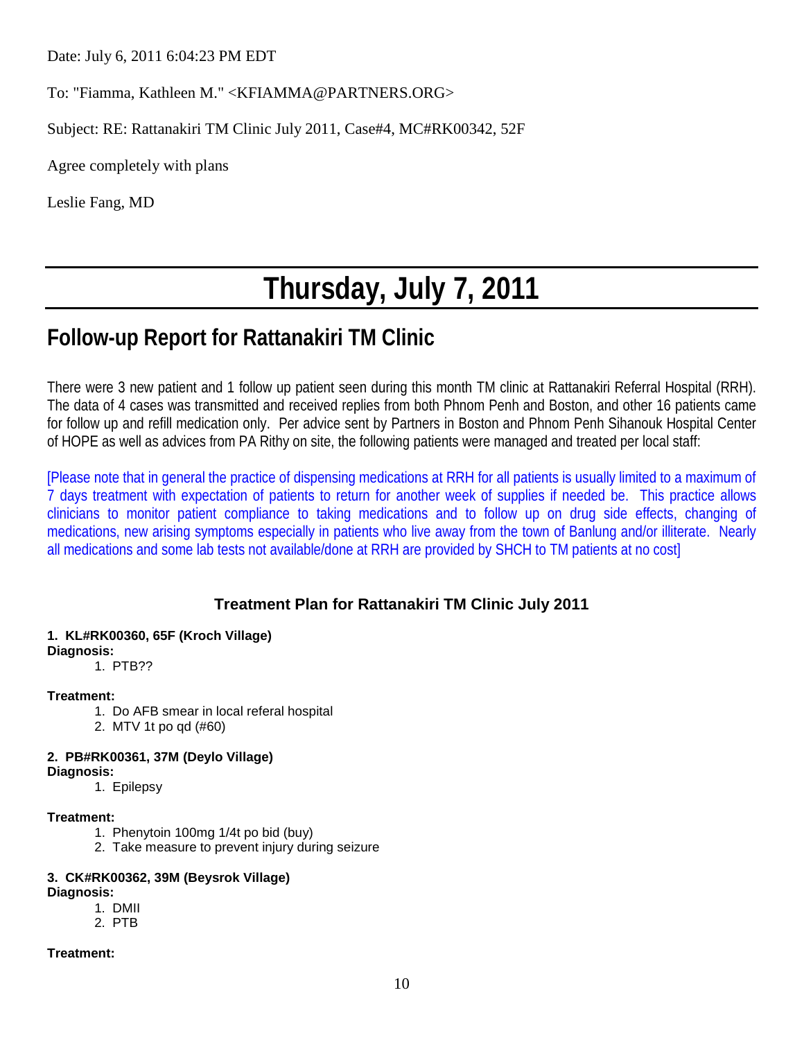Date: July 6, 2011 6:04:23 PM EDT

To: "Fiamma, Kathleen M." <KFIAMMA@PARTNERS.ORG>

Subject: RE: Rattanakiri TM Clinic July 2011, Case#4, MC#RK00342, 52F

Agree completely with plans

Leslie Fang, MD

# Thursday, July 7, 2011

## Follow-up Report for Rattanakiri TM Clinic

There were 3 new patient and 1 follow up patient seen during this month TM clinic at Rattanakiri Referral Hospital (RRH). The data of 4 cases was transmitted and received replies from both Phnom Penh and Boston, and other 16 patients came for follow up and refill medication only. Per advice sent by Partners in Boston and Phnom Penh Sihanouk Hospital Center of HOPE as well as advices from PA Rithy on site, the following patients were managed and treated per local staff:

[Please note that in general the practice of dispensing medications at RRH for all patients is usually limited to a maximum of 7 days treatment with expectation of patients to return for another week of supplies if needed be. This practice allows clinicians to monitor patient compliance to taking medications and to follow up on drug side effects, changing of medications, new arising symptoms especially in patients who live away from the town of Banlung and/or illiterate. Nearly all medications and some lab tests not available/done at RRH are provided by SHCH to TM patients at no cost]

### Treatment Plan for Rattanakiri TM Clinic July 2011

**1. KL#RK00360, 65F (Kroch Village)**
**Diagnosis:**
1. PTB??

**Treatment:**
1. Do AFB smear in local referal hospital
2. MTV 1t po qd (#60)

**2. PB#RK00361, 37M (Deylo Village)**
**Diagnosis:**
1. Epilepsy

**Treatment:**
1. Phenytoin 100mg 1/4t po bid (buy)
2. Take measure to prevent injury during seizure

**3. CK#RK00362, 39M (Beysrok Village)**
**Diagnosis:**
1. DMII
2. PTB

**Treatment:**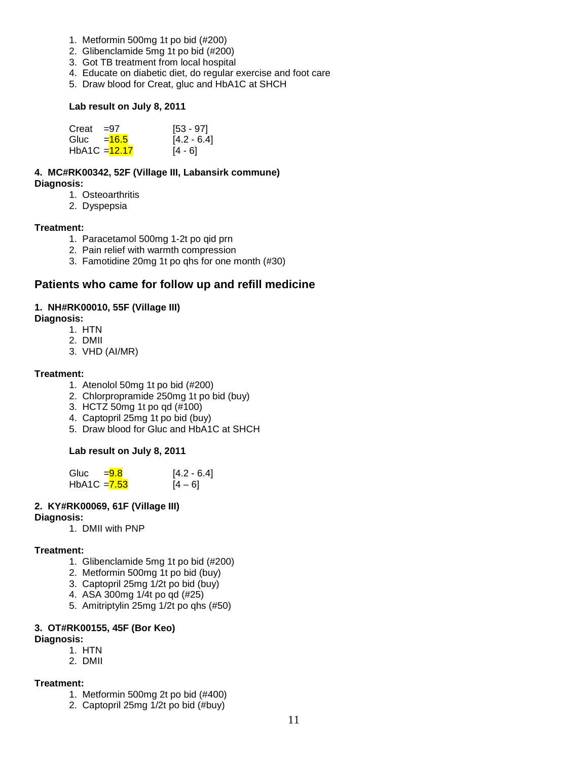1. Metformin 500mg 1t po bid (#200)
2. Glibenclamide 5mg 1t po bid (#200)
3. Got TB treatment from local hospital
4. Educate on diabetic diet, do regular exercise and foot care
5. Draw blood for Creat, gluc and HbA1C at SHCH

**Lab result on July 8, 2011**

| | | |
|---|---|---|
| Creat | =97 | [53 - 97] |
| Gluc | =16.5 | [4.2 - 6.4] |
| HbA1C | =12.17 | [4 - 6] |

**4. MC#RK00342, 52F (Village III, Labansirk commune)**

**Diagnosis:**

1. Osteoarthritis
2. Dyspepsia

**Treatment:**

1. Paracetamol 500mg 1-2t po qid prn
2. Pain relief with warmth compression
3. Famotidine 20mg 1t po qhs for one month (#30)

## Patients who came for follow up and refill medicine

**1. NH#RK00010, 55F (Village III)**

**Diagnosis:**

1. HTN
2. DMII
3. VHD (AI/MR)

**Treatment:**

1. Atenolol 50mg 1t po bid (#200)
2. Chlorpropramide 250mg 1t po bid (buy)
3. HCTZ 50mg 1t po qd (#100)
4. Captopril 25mg 1t po bid (buy)
5. Draw blood for Gluc and HbA1C at SHCH

**Lab result on July 8, 2011**

| | | |
|---|---|---|
| Gluc | =9.8 | [4.2 - 6.4] |
| HbA1C | =7.53 | [4 – 6] |

**2. KY#RK00069, 61F (Village III)**

**Diagnosis:**

1. DMII with PNP

**Treatment:**

1. Glibenclamide 5mg 1t po bid (#200)
2. Metformin 500mg 1t po bid (buy)
3. Captopril 25mg 1/2t po bid (buy)
4. ASA 300mg 1/4t po qd (#25)
5. Amitriptylin 25mg 1/2t po qhs (#50)

**3. OT#RK00155, 45F (Bor Keo)**

**Diagnosis:**

1. HTN
2. DMII

**Treatment:**

1. Metformin 500mg 2t po bid (#400)
2. Captopril 25mg 1/2t po bid (#buy)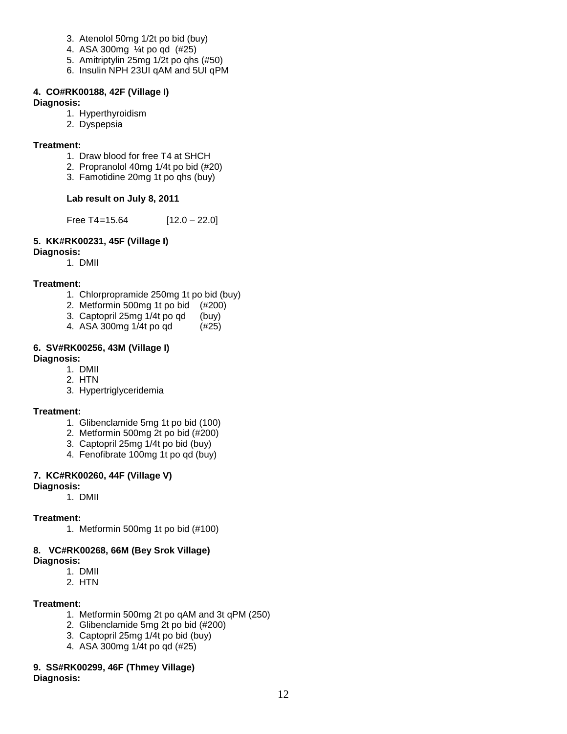3. Atenolol 50mg 1/2t po bid (buy)
4. ASA 300mg ¼t po qd (#25)
5. Amitriptylin 25mg 1/2t po qhs (#50)
6. Insulin NPH 23UI qAM and 5UI qPM

**4. CO#RK00188, 42F (Village I)**

**Diagnosis:**

1. Hyperthyroidism
2. Dyspepsia

**Treatment:**

1. Draw blood for free T4 at SHCH
2. Propranolol 40mg 1/4t po bid (#20)
3. Famotidine 20mg 1t po qhs (buy)

**Lab result on July 8, 2011**

Free T4=15.64 [12.0 – 22.0]

**5. KK#RK00231, 45F (Village I)**

**Diagnosis:**

1. DMII

**Treatment:**

1. Chlorpropramide 250mg 1t po bid (buy)
2. Metformin 500mg 1t po bid (#200)
3. Captopril 25mg 1/4t po qd (buy)
4. ASA 300mg 1/4t po qd (#25)

**6. SV#RK00256, 43M (Village I)**

**Diagnosis:**

1. DMII
2. HTN
3. Hypertriglyceridemia

**Treatment:**

1. Glibenclamide 5mg 1t po bid (100)
2. Metformin 500mg 2t po bid (#200)
3. Captopril 25mg 1/4t po bid (buy)
4. Fenofibrate 100mg 1t po qd (buy)

**7. KC#RK00260, 44F (Village V)**

**Diagnosis:**

1. DMII

**Treatment:**

1. Metformin 500mg 1t po bid (#100)

**8. VC#RK00268, 66M (Bey Srok Village)**

**Diagnosis:**

1. DMII
2. HTN

**Treatment:**

1. Metformin 500mg 2t po qAM and 3t qPM (250)
2. Glibenclamide 5mg 2t po bid (#200)
3. Captopril 25mg 1/4t po bid (buy)
4. ASA 300mg 1/4t po qd (#25)

**9. SS#RK00299, 46F (Thmey Village)**

**Diagnosis:**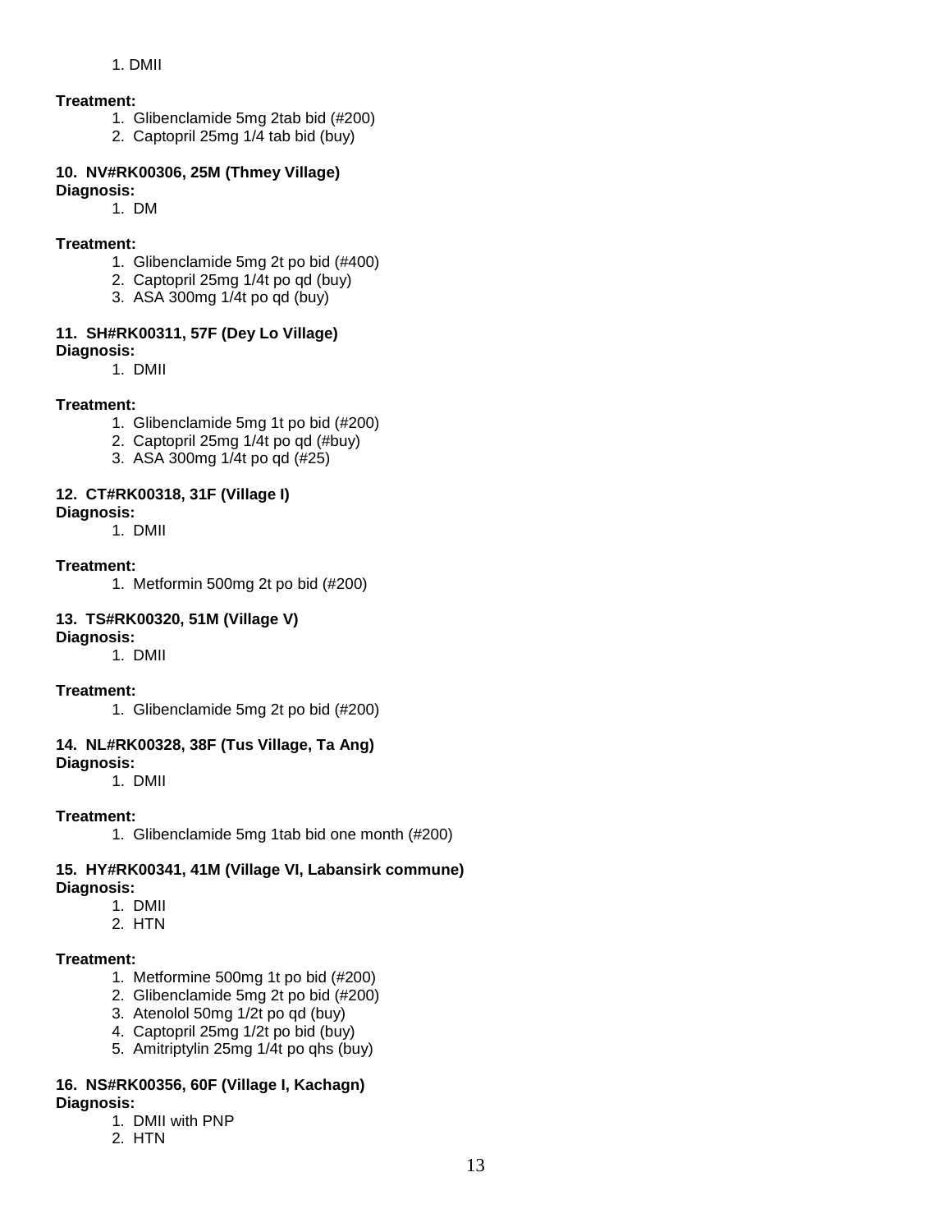1. DMII

**Treatment:**

1. Glibenclamide 5mg 2tab bid (#200)
2. Captopril 25mg 1/4 tab bid (buy)

**10. NV#RK00306, 25M (Thmey Village)**

**Diagnosis:**

1. DM

**Treatment:**

1. Glibenclamide 5mg 2t po bid (#400)
2. Captopril 25mg 1/4t po qd (buy)
3. ASA 300mg 1/4t po qd (buy)

**11. SH#RK00311, 57F (Dey Lo Village)**

**Diagnosis:**

1. DMII

**Treatment:**

1. Glibenclamide 5mg 1t po bid (#200)
2. Captopril 25mg 1/4t po qd (#buy)
3. ASA 300mg 1/4t po qd (#25)

**12. CT#RK00318, 31F (Village I)**

**Diagnosis:**

1. DMII

**Treatment:**

1. Metformin 500mg 2t po bid (#200)

**13. TS#RK00320, 51M (Village V)**

**Diagnosis:**

1. DMII

**Treatment:**

1. Glibenclamide 5mg 2t po bid (#200)

**14. NL#RK00328, 38F (Tus Village, Ta Ang)**

**Diagnosis:**

1. DMII

**Treatment:**

1. Glibenclamide 5mg 1tab bid one month (#200)

**15. HY#RK00341, 41M (Village VI, Labansirk commune)**

**Diagnosis:**

1. DMII
2. HTN

**Treatment:**

1. Metformine 500mg 1t po bid (#200)
2. Glibenclamide 5mg 2t po bid (#200)
3. Atenolol 50mg 1/2t po qd (buy)
4. Captopril 25mg 1/2t po bid (buy)
5. Amitriptylin 25mg 1/4t po qhs (buy)

**16. NS#RK00356, 60F (Village I, Kachagn)**

**Diagnosis:**

1. DMII with PNP
2. HTN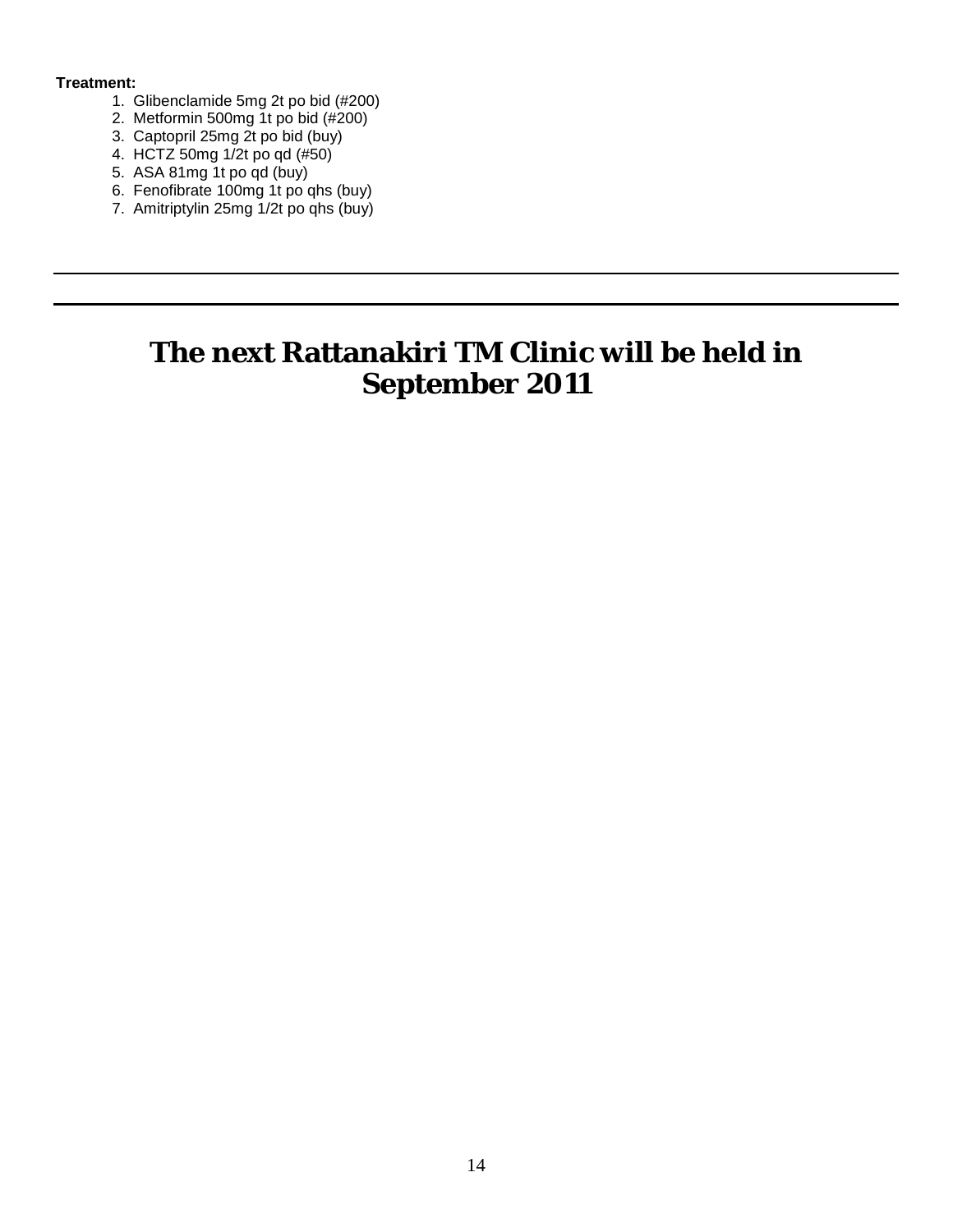**Treatment:**

1. Glibenclamide 5mg 2t po bid (#200)
2. Metformin 500mg 1t po bid (#200)
3. Captopril 25mg 2t po bid (buy)
4. HCTZ 50mg 1/2t po qd (#50)
5. ASA 81mg 1t po qd (buy)
6. Fenofibrate 100mg 1t po qhs (buy)
7. Amitriptylin 25mg 1/2t po qhs (buy)

---

---

# The next Rattanakiri TM Clinic will be held in September 2011